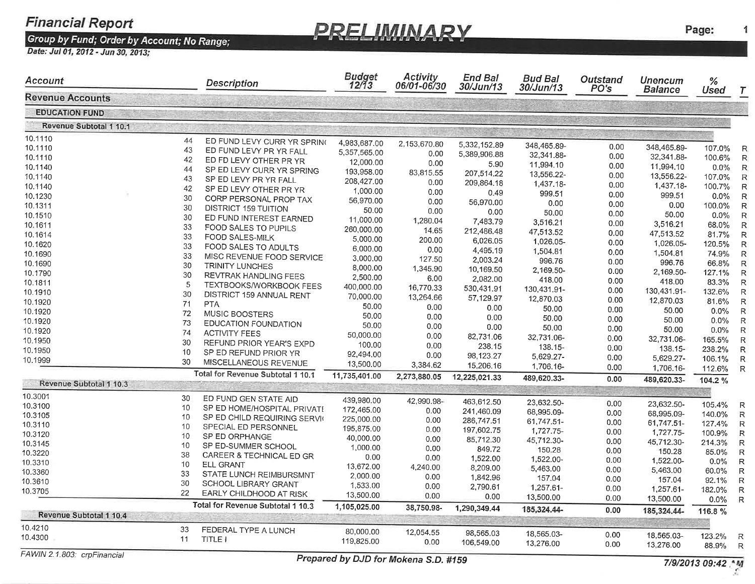# Financial Report

**PRELIMINARY**

*Group by Fund; Order by Account; No Range;*
*Date: Jul 01, 2012 - Jun 30, 2013;*

| Account | | Description | Budget 12/13 | Activity 06/01-06/30 | End Bal 30/Jun/13 | Bud Bal 30/Jun/13 | Outstand PO's | Unencum Balance | % Used | T |
|---|---|---|---|---|---|---|---|---|---|---|
| **Revenue Accounts** | | | | | | | | | | |
| **EDUCATION FUND** | | | | | | | | | | |
| **Revenue Subtotal 1 10.1** | | | | | | | | | | |
| 10.1110 | 44 | ED FUND LEVY CURR YR SPRIN( | 4,983,687.00 | 2,153,670.80 | 5,332,152.89 | 348,465.89- | 0.00 | 348,465.89- | 107.0% | R |
| 10.1110 | 43 | ED FUND LEVY PR YR FALL | 5,357,565.00 | 0.00 | 5,389,906.88 | 32,341.88- | 0.00 | 32,341.88- | 100.6% | R |
| 10.1110 | 42 | ED FD LEVY OTHER PR YR | 12,000.00 | 0.00 | 5.90 | 11,994.10 | 0.00 | 11,994.10 | 0.0% | R |
| 10.1140 | 44 | SP ED LEVY CURR YR SPRING | 193,958.00 | 83,815.55 | 207,514.22 | 13,556.22- | 0.00 | 13,556.22- | 107.0% | R |
| 10.1140 | 43 | SP ED LEVY PR YR FALL | 208,427.00 | 0.00 | 209,864.18 | 1,437.18- | 0.00 | 1,437.18- | 100.7% | R |
| 10.1140 | 42 | SP ED LEVY OTHER PR YR | 1,000.00 | 0.00 | 0.49 | 999.51 | 0.00 | 999.51 | 0.0% | R |
| 10.1230 | 30 | CORP PERSONAL PROP TAX | 56,970.00 | 0.00 | 56,970.00 | 0.00 | 0.00 | 0.00 | 100.0% | R |
| 10.1311 | 30 | DISTRICT 159 TUITION | 50.00 | 0.00 | 0.00 | 50.00 | 0.00 | 50.00 | 0.0% | R |
| 10.1510 | 30 | ED FUND INTEREST EARNED | 11,000.00 | 1,280.04 | 7,483.79 | 3,516.21 | 0.00 | 3,516.21 | 68.0% | R |
| 10.1611 | 33 | FOOD SALES TO PUPILS | 260,000.00 | 14.65 | 212,486.48 | 47,513.52 | 0.00 | 47,513.52 | 81.7% | R |
| 10.1614 | 33 | FOOD SALES-MILK | 5,000.00 | 200.00 | 6,026.05 | 1,026.05- | 0.00 | 1,026.05- | 120.5% | R |
| 10.1620 | 33 | FOOD SALES TO ADULTS | 6,000.00 | 0.00 | 4,495.19 | 1,504.81 | 0.00 | 1,504.81 | 74.9% | R |
| 10.1690 | 33 | MISC REVENUE FOOD SERVICE | 3,000.00 | 127.50 | 2,003.24 | 996.76 | 0.00 | 996.76 | 66.8% | R |
| 10.1690 | 30 | TRINITY LUNCHES | 8,000.00 | 1,345.90 | 10,169.50 | 2,169.50- | 0.00 | 2,169.50- | 127.1% | R |
| 10.1790 | 30 | REVTRAK HANDLING FEES | 2,500.00 | 6.00 | 2,082.00 | 418.00 | 0.00 | 418.00 | 83.3% | R |
| 10.1811 | 5 | TEXTBOOKS/WORKBOOK FEES | 400,000.00 | 16,770.33 | 530,431.91 | 130,431.91- | 0.00 | 130,431.91- | 132.6% | R |
| 10.1910 | 30 | DISTRICT 159 ANNUAL RENT | 70,000.00 | 13,264.66 | 57,129.97 | 12,870.03 | 0.00 | 12,870.03 | 81.6% | R |
| 10.1920 | 71 | PTA | 50.00 | 0.00 | 0.00 | 50.00 | 0.00 | 50.00 | 0.0% | R |
| 10.1920 | 72 | MUSIC BOOSTERS | 50.00 | 0.00 | 0.00 | 50.00 | 0.00 | 50.00 | 0.0% | R |
| 10.1920 | 73 | EDUCATION FOUNDATION | 50.00 | 0.00 | 0.00 | 50.00 | 0.00 | 50.00 | 0.0% | R |
| 10.1920 | 74 | ACTIVITY FEES | 50,000.00 | 0.00 | 82,731.06 | 32,731.06- | 0.00 | 32,731.06- | 165.5% | R |
| 10.1950 | 30 | REFUND PRIOR YEAR'S EXPD | 100.00 | 0.00 | 238.15 | 138.15- | 0.00 | 138.15- | 238.2% | R |
| 10.1950 | 10 | SP ED REFUND PRIOR YR | 92,494.00 | 0.00 | 98,123.27 | 5,629.27- | 0.00 | 5,629.27- | 106.1% | R |
| 10.1999 | 30 | MISCELLANEOUS REVENUE | 13,500.00 | 3,384.62 | 15,206.16 | 1,706.16- | 0.00 | 1,706.16- | 112.6% | R |
| | | **Total for Revenue Subtotal 1 10.1** | **11,735,401.00** | **2,273,880.05** | **12,225,021.33** | **489,620.33-** | **0.00** | **489,620.33-** | **104.2 %** | |
| **Revenue Subtotal 1 10.3** | | | | | | | | | | |
| 10.3001 | 30 | ED FUND GEN STATE AID | 439,980.00 | 42,990.98- | 463,612.50 | 23,632.50- | 0.00 | 23,632.50- | 105.4% | R |
| 10.3100 | 10 | SP ED HOME/HOSPITAL PRIVATI | 172,465.00 | 0.00 | 241,460.09 | 68,995.09- | 0.00 | 68,995.09- | 140.0% | R |
| 10.3105 | 10 | SP ED CHILD REQUIRING SERVI( | 225,000.00 | 0.00 | 286,747.51 | 61,747.51- | 0.00 | 61,747.51- | 127.4% | R |
| 10.3110 | 10 | SPECIAL ED PERSONNEL | 195,875.00 | 0.00 | 197,602.75 | 1,727.75- | 0.00 | 1,727.75- | 100.9% | R |
| 10.3120 | 10 | SP ED ORPHANGE | 40,000.00 | 0.00 | 85,712.30 | 45,712.30- | 0.00 | 45,712.30- | 214.3% | R |
| 10.3145 | 10 | SP ED-SUMMER SCHOOL | 1,000.00 | 0.00 | 849.72 | 150.28 | 0.00 | 150.28 | 85.0% | R |
| 10.3220 | 38 | CAREER & TECHNICAL ED GR | 0.00 | 0.00 | 1,522.00 | 1,522.00- | 0.00 | 1,522.00- | 0.0% | R |
| 10.3310 | 10 | ELL GRANT | 13,672.00 | 4,240.00 | 8,209.00 | 5,463.00 | 0.00 | 5,463.00 | 60.0% | R |
| 10.3360 | 33 | STATE LUNCH REIMBURSMNT | 2,000.00 | 0.00 | 1,842.96 | 157.04 | 0.00 | 157.04 | 92.1% | R |
| 10.3610 | 30 | SCHOOL LIBRARY GRANT | 1,533.00 | 0.00 | 2,790.61 | 1,257.61- | 0.00 | 1,257.61- | 182.0% | R |
| 10.3705 | 22 | EARLY CHILDHOOD AT RISK | 13,500.00 | 0.00 | 0.00 | 13,500.00 | 0.00 | 13,500.00 | 0.0% | R |
| | | **Total for Revenue Subtotal 1 10.3** | **1,105,025.00** | **38,750.98-** | **1,290,349.44** | **185,324.44-** | **0.00** | **185,324.44-** | **116.8 %** | |
| **Revenue Subtotal 1 10.4** | | | | | | | | | | |
| 10.4210 | 33 | FEDERAL TYPE A LUNCH | 80,000.00 | 12,054.55 | 98,565.03 | 18,565.03- | 0.00 | 18,565.03- | 123.2% | R |
| 10.4300 | 11 | TITLE I | 119,825.00 | 0.00 | 106,549.00 | 13,276.00 | 0.00 | 13,276.00 | 88.9% | R |

FAWIN 2.1.803: crpFinancial

*Prepared by DJD for Mokena S.D. #159*

7/9/2013 09:42 AM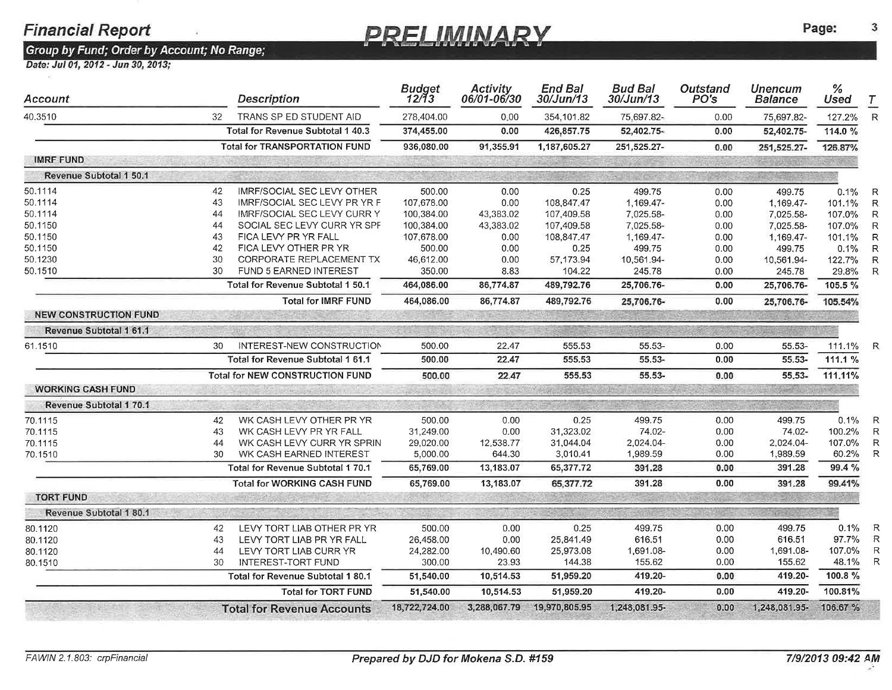# Financial Report

**PRELIMINARY**

**Group by Fund; Order by Account; No Range;**

**Date: Jul 01, 2012 - Jun 30, 2013;**

| Account | | Description | Budget 12/13 | Activity 06/01-06/30 | End Bal 30/Jun/13 | Bud Bal 30/Jun/13 | Outstand PO's | Unencum Balance | % Used | T |
|---|---|---|---|---|---|---|---|---|---|---|
| 40.3510 | 32 | TRANS SP ED STUDENT AID | 278,404.00 | 0.00 | 354,101.82 | 75,697.82- | 0.00 | 75,697.82- | 127.2% | R |
| | | **Total for Revenue Subtotal 1 40.3** | **374,455.00** | **0.00** | **426,857.75** | **52,402.75-** | **0.00** | **52,402.75-** | **114.0 %** | |
| | | **Total for TRANSPORTATION FUND** | **936,080.00** | **91,355.91** | **1,187,605.27** | **251,525.27-** | **0.00** | **251,525.27-** | **126.87%** | |
| **IMRF FUND** | | | | | | | | | | |
| **Revenue Subtotal 1 50.1** | | | | | | | | | | |
| 50.1114 | 42 | IMRF/SOCIAL SEC LEVY OTHER | 500.00 | 0.00 | 0.25 | 499.75 | 0.00 | 499.75 | 0.1% | R |
| 50.1114 | 43 | IMRF/SOCIAL SEC LEVY PR YR F | 107,678.00 | 0.00 | 108,847.47 | 1,169.47- | 0.00 | 1,169.47- | 101.1% | R |
| 50.1114 | 44 | IMRF/SOCIAL SEC LEVY CURR Y | 100,384.00 | 43,383.02 | 107,409.58 | 7,025.58- | 0.00 | 7,025.58- | 107.0% | R |
| 50.1150 | 44 | SOCIAL SEC LEVY CURR YR SPF | 100,384.00 | 43,383.02 | 107,409.58 | 7,025.58- | 0.00 | 7,025.58- | 107.0% | R |
| 50.1150 | 43 | FICA LEVY PR YR FALL | 107,678.00 | 0.00 | 108,847.47 | 1,169.47- | 0.00 | 1,169.47- | 101.1% | R |
| 50.1150 | 42 | FICA LEVY OTHER PR YR | 500.00 | 0.00 | 0.25 | 499.75 | 0.00 | 499.75 | 0.1% | R |
| 50.1230 | 30 | CORPORATE REPLACEMENT TX | 46,612.00 | 0.00 | 57,173.94 | 10,561.94- | 0.00 | 10,561.94- | 122.7% | R |
| 50.1510 | 30 | FUND 5 EARNED INTEREST | 350.00 | 8.83 | 104.22 | 245.78 | 0.00 | 245.78 | 29.8% | R |
| | | **Total for Revenue Subtotal 1 50.1** | **464,086.00** | **86,774.87** | **489,792.76** | **25,706.76-** | **0.00** | **25,706.76-** | **105.5 %** | |
| | | **Total for IMRF FUND** | **464,086.00** | **86,774.87** | **489,792.76** | **25,706.76-** | **0.00** | **25,706.76-** | **105.54%** | |
| **NEW CONSTRUCTION FUND** | | | | | | | | | | |
| **Revenue Subtotal 1 61.1** | | | | | | | | | | |
| 61.1510 | 30 | INTEREST-NEW CONSTRUCTION | 500.00 | 22.47 | 555.53 | 55.53- | 0.00 | 55.53- | 111.1% | R |
| | | **Total for Revenue Subtotal 1 61.1** | **500.00** | **22.47** | **555.53** | **55.53-** | **0.00** | **55.53-** | **111.1 %** | |
| | | **Total for NEW CONSTRUCTION FUND** | **500.00** | **22.47** | **555.53** | **55.53-** | **0.00** | **55.53-** | **111.11%** | |
| **WORKING CASH FUND** | | | | | | | | | | |
| **Revenue Subtotal 1 70.1** | | | | | | | | | | |
| 70.1115 | 42 | WK CASH LEVY OTHER PR YR | 500.00 | 0.00 | 0.25 | 499.75 | 0.00 | 499.75 | 0.1% | R |
| 70.1115 | 43 | WK CASH LEVY PR YR FALL | 31,249.00 | 0.00 | 31,323.02 | 74.02- | 0.00 | 74.02- | 100.2% | R |
| 70.1115 | 44 | WK CASH LEVY CURR YR SPRIN | 29,020.00 | 12,538.77 | 31,044.04 | 2,024.04- | 0.00 | 2,024.04- | 107.0% | R |
| 70.1510 | 30 | WK CASH EARNED INTEREST | 5,000.00 | 644.30 | 3,010.41 | 1,989.59 | 0.00 | 1,989.59 | 60.2% | R |
| | | **Total for Revenue Subtotal 1 70.1** | **65,769.00** | **13,183.07** | **65,377.72** | **391.28** | **0.00** | **391.28** | **99.4 %** | |
| | | **Total for WORKING CASH FUND** | **65,769.00** | **13,183.07** | **65,377.72** | **391.28** | **0.00** | **391.28** | **99.41%** | |
| **TORT FUND** | | | | | | | | | | |
| **Revenue Subtotal 1 80.1** | | | | | | | | | | |
| 80.1120 | 42 | LEVY TORT LIAB OTHER PR YR | 500.00 | 0.00 | 0.25 | 499.75 | 0.00 | 499.75 | 0.1% | R |
| 80.1120 | 43 | LEVY TORT LIAB PR YR FALL | 26,458.00 | 0.00 | 25,841.49 | 616.51 | 0.00 | 616.51 | 97.7% | R |
| 80.1120 | 44 | LEVY TORT LIAB CURR YR | 24,282.00 | 10,490.60 | 25,973.08 | 1,691.08- | 0.00 | 1,691.08- | 107.0% | R |
| 80.1510 | 30 | INTEREST-TORT FUND | 300.00 | 23.93 | 144.38 | 155.62 | 0.00 | 155.62 | 48.1% | R |
| | | **Total for Revenue Subtotal 1 80.1** | **51,540.00** | **10,514.53** | **51,959.20** | **419.20-** | **0.00** | **419.20-** | **100.8 %** | |
| | | **Total for TORT FUND** | **51,540.00** | **10,514.53** | **51,959.20** | **419.20-** | **0.00** | **419.20-** | **100.81%** | |
| | | **Total for Revenue Accounts** | **18,722,724.00** | **3,288,067.79** | **19,970,805.95** | **1,248,081.95-** | **0.00** | **1,248,081.95-** | **106.67 %** | |

FAWIN 2.1.803: crpFinancial

*Prepared by DJD for Mokena S.D. #159*

7/9/2013 09:42 AM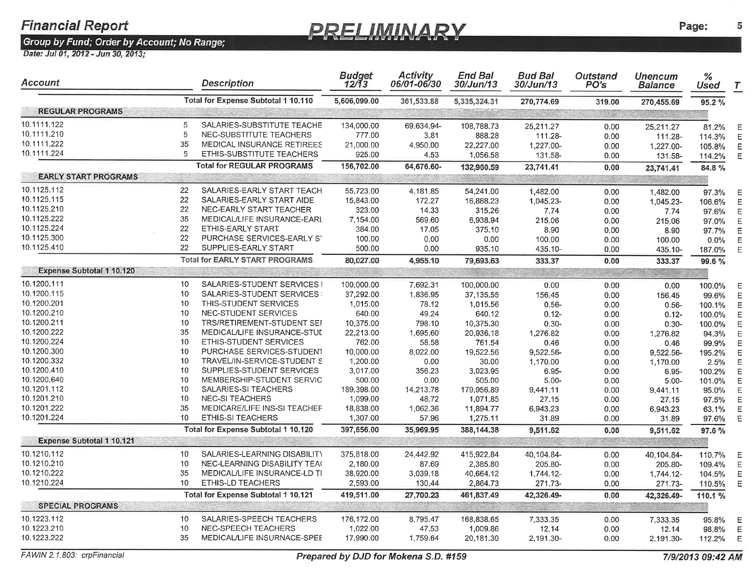# Financial Report

**PRELIMINARY**

**Group by Fund; Order by Account; No Range;**

*Date: Jul 01, 2012 - Jun 30, 2013;*

| Account | | Description | Budget 12/13 | Activity 06/01-06/30 | End Bal 30/Jun/13 | Bud Bal 30/Jun/13 | Outstand PO's | Unencum Balance | % Used | T |
|---|---|---|---|---|---|---|---|---|---|---|
| | | **Total for Expense Subtotal 1 10.110** | **5,606,099.00** | **361,533.88** | **5,335,324.31** | **270,774.69** | **319.00** | **270,455.69** | **95.2 %** | |
| **REGULAR PROGRAMS** | | | | | | | | | | |
| 10.1111.122 | 5 | SALARIES-SUBSTITUTE TEACHE | 134,000.00 | 69,634.94- | 108,788.73 | 25,211.27 | 0.00 | 25,211.27 | 81.2% | E |
| 10.1111.210 | 5 | NEC-SUBSTITUTE TEACHERS | 777.00 | 3.81 | 888.28 | 111.28- | 0.00 | 111.28- | 114.3% | E |
| 10.1111.222 | 35 | MEDICAL INSURANCE RETIREES | 21,000.00 | 4,950.00 | 22,227.00 | 1,227.00- | 0.00 | 1,227.00- | 105.8% | E |
| 10.1111.224 | 5 | ETHIS-SUBSTITUTE TEACHERS | 925.00 | 4.53 | 1,056.58 | 131.58- | 0.00 | 131.58- | 114.2% | E |
| | | **Total for REGULAR PROGRAMS** | **156,702.00** | **64,676.60-** | **132,960.59** | **23,741.41** | **0.00** | **23,741.41** | **84.8 %** | |
| **EARLY START PROGRAMS** | | | | | | | | | | |
| 10.1125.112 | 22 | SALARIES-EARLY START TEACH | 55,723.00 | 4,181.85 | 54,241.00 | 1,482.00 | 0.00 | 1,482.00 | 97.3% | E |
| 10.1125.115 | 22 | SALARIES-EARLY START AIDE | 15,843.00 | 172.27 | 16,888.23 | 1,045.23- | 0.00 | 1,045.23- | 106.6% | E |
| 10.1125.210 | 22 | NEC-EARLY START TEACHER | 323.00 | 14.33 | 315.26 | 7.74 | 0.00 | 7.74 | 97.6% | E |
| 10.1125.222 | 35 | MEDICAL/LIFE INSURANCE-EARL | 7,154.00 | 569.60 | 6,938.94 | 215.06 | 0.00 | 215.06 | 97.0% | E |
| 10.1125.224 | 22 | ETHIS-EARLY START | 384.00 | 17.05 | 375.10 | 8.90 | 0.00 | 8.90 | 97.7% | E |
| 10.1125.300 | 22 | PURCHASE SERVICES-EARLY S | 100.00 | 0.00 | 0.00 | 100.00 | 0.00 | 100.00 | 0.0% | E |
| 10.1125.410 | 22 | SUPPLIES-EARLY START | 500.00 | 0.00 | 935.10 | 435.10- | 0.00 | 435.10- | 187.0% | E |
| | | **Total for EARLY START PROGRAMS** | **80,027.00** | **4,955.10** | **79,693.63** | **333.37** | **0.00** | **333.37** | **99.6 %** | |
| **Expense Subtotal 1 10.120** | | | | | | | | | | |
| 10.1200.111 | 10 | SALARIES-STUDENT SERVICES | 100,000.00 | 7,692.31 | 100,000.00 | 0.00 | 0.00 | 0.00 | 100.0% | E |
| 10.1200.115 | 10 | SALARIES-STUDENT SERVICES | 37,292.00 | 1,836.95 | 37,135.55 | 156.45 | 0.00 | 156.45 | 99.6% | E |
| 10.1200.201 | 10 | THIS-STUDENT SERVICES | 1,015.00 | 78.12 | 1,015.56 | 0.56- | 0.00 | 0.56- | 100.1% | E |
| 10.1200.210 | 10 | NEC-STUDENT SERVICES | 640.00 | 49.24 | 640.12 | 0.12- | 0.00 | 0.12- | 100.0% | E |
| 10.1200.211 | 10 | TRS/RETIREMENT-STUDENT SEI | 10,375.00 | 798.10 | 10,375.30 | 0.30- | 0.00 | 0.30- | 100.0% | E |
| 10.1200.222 | 35 | MEDICAL/LIFE INSURANCE-STUI | 22,213.00 | 1,695.60 | 20,936.18 | 1,276.82 | 0.00 | 1,276.82 | 94.3% | E |
| 10.1200.224 | 10 | ETHIS-STUDENT SERVICES | 762.00 | 58.58 | 761.54 | 0.46 | 0.00 | 0.46 | 99.9% | E |
| 10.1200.300 | 10 | PURCHASE SERVICES-STUDENT | 10,000.00 | 8,022.00 | 19,522.56 | 9,522.56- | 0.00 | 9,522.56- | 195.2% | E |
| 10.1200.332 | 10 | TRAVEL/IN-SERVICE-STUDENT S | 1,200.00 | 0.00 | 30.00 | 1,170.00 | 0.00 | 1,170.00 | 2.5% | E |
| 10.1200.410 | 10 | SUPPLIES-STUDENT SERVICES | 3,017.00 | 356.23 | 3,023.95 | 6.95- | 0.00 | 6.95- | 100.2% | E |
| 10.1200.640 | 10 | MEMBERSHIP-STUDENT SERVIC | 500.00 | 0.00 | 505.00 | 5.00- | 0.00 | 5.00- | 101.0% | E |
| 10.1201.112 | 10 | SALARIES-SI TEACHERS | 189,398.00 | 14,213.78 | 179,956.89 | 9,441.11 | 0.00 | 9,441.11 | 95.0% | E |
| 10.1201.210 | 10 | NEC-SI TEACHERS | 1,099.00 | 48.72 | 1,071.85 | 27.15 | 0.00 | 27.15 | 97.5% | E |
| 10.1201.222 | 35 | MEDICARE/LIFE INS-SI TEACHEF | 18,838.00 | 1,062.36 | 11,894.77 | 6,943.23 | 0.00 | 6,943.23 | 63.1% | E |
| 10.1201.224 | 10 | ETHIS-SI TEACHERS | 1,307.00 | 57.96 | 1,275.11 | 31.89 | 0.00 | 31.89 | 97.6% | E |
| | | **Total for Expense Subtotal 1 10.120** | **397,656.00** | **35,969.95** | **388,144.38** | **9,511.62** | **0.00** | **9,511.62** | **97.6 %** | |
| **Expense Subtotal 1 10.121** | | | | | | | | | | |
| 10.1210.112 | 10 | SALARIES-LEARNING DISABILITY | 375,818.00 | 24,442.92 | 415,922.84 | 40,104.84- | 0.00 | 40,104.84- | 110.7% | E |
| 10.1210.210 | 10 | NEC-LEARNING DISABILITY TEA | 2,180.00 | 87.69 | 2,385.80 | 205.80- | 0.00 | 205.80- | 109.4% | E |
| 10.1210.222 | 35 | MEDICAL/LIFE INSURANCE-LD TI | 38,920.00 | 3,039.18 | 40,664.12 | 1,744.12- | 0.00 | 1,744.12- | 104.5% | E |
| 10.1210.224 | 10 | ETHIS-LD TEACHERS | 2,593.00 | 130.44 | 2,864.73 | 271.73- | 0.00 | 271.73- | 110.5% | E |
| | | **Total for Expense Subtotal 1 10.121** | **419,511.00** | **27,700.23** | **461,837.49** | **42,326.49-** | **0.00** | **42,326.49-** | **110.1 %** | |
| **SPECIAL PROGRAMS** | | | | | | | | | | |
| 10.1223.112 | 10 | SALARIES-SPEECH TEACHERS | 176,172.00 | 8,795.47 | 168,838.65 | 7,333.35 | 0.00 | 7,333.35 | 95.8% | E |
| 10.1223.210 | 10 | NEC-SPEECH TEACHERS | 1,022.00 | 47.53 | 1,009.86 | 12.14 | 0.00 | 12.14 | 98.8% | E |
| 10.1223.222 | 35 | MEDICAL/LIFE INSURNACE-SPEE | 17,990.00 | 1,759.64 | 20,181.30 | 2,191.30- | 0.00 | 2,191.30- | 112.2% | E |

FAWIN 2.1.803: crpFinancial — **Prepared by DJD for Mokena S.D. #159** — **7/9/2013 09:42 AM**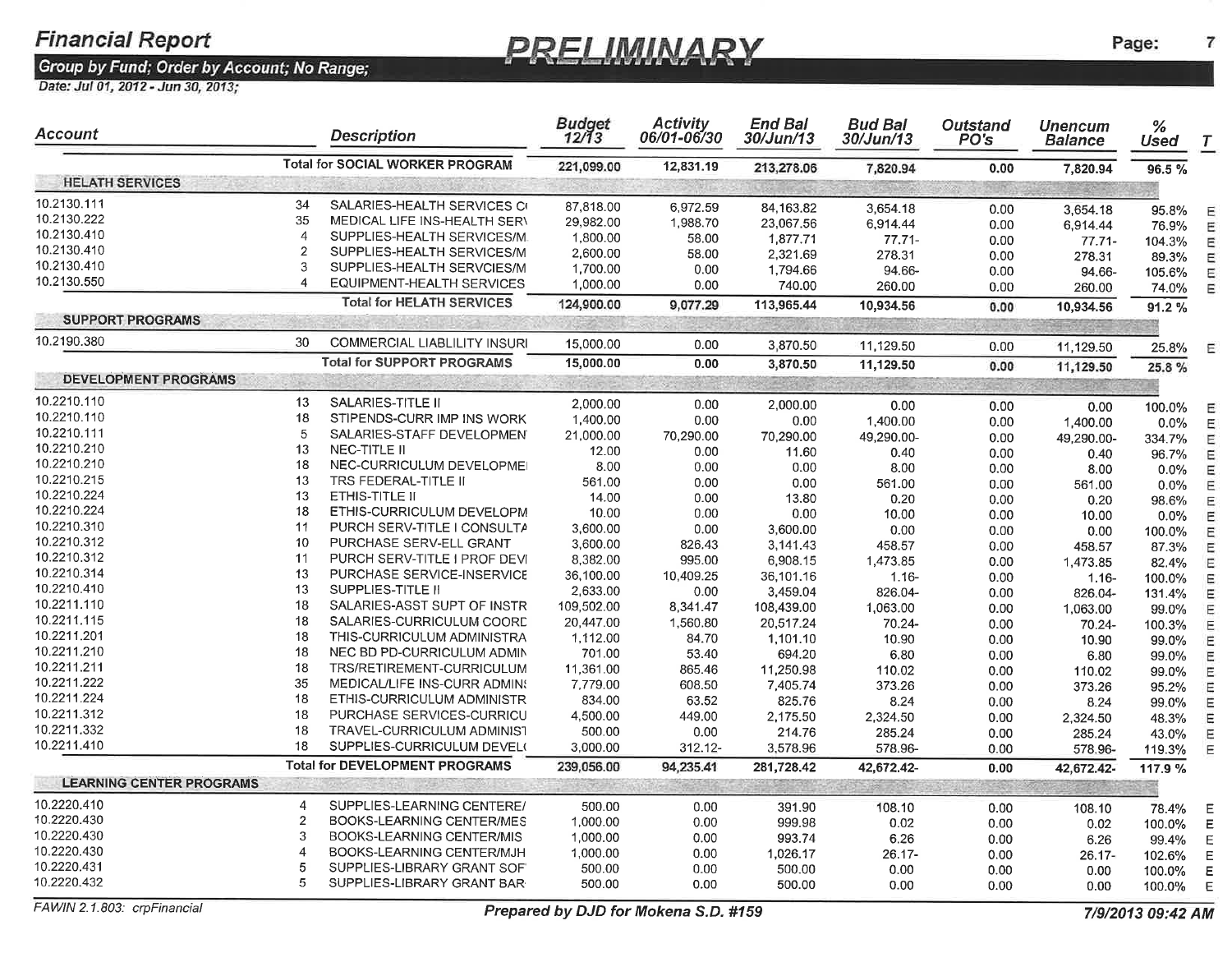# Financial Report

**PRELIMINARY**

**Group by Fund; Order by Account; No Range;**

*Date: Jul 01, 2012 - Jun 30, 2013;*

| Account | | Description | Budget 12/13 | Activity 06/01-06/30 | End Bal 30/Jun/13 | Bud Bal 30/Jun/13 | Outstand PO's | Unencum Balance | % Used | T |
|---|---|---|---|---|---|---|---|---|---|---|
| | | **Total for SOCIAL WORKER PROGRAM** | **221,099.00** | **12,831.19** | **213,278.06** | **7,820.94** | **0.00** | **7,820.94** | **96.5 %** | |
| **HELATH SERVICES** | | | | | | | | | | |
| 10.2130.111 | 34 | SALARIES-HEALTH SERVICES C( | 87,818.00 | 6,972.59 | 84,163.82 | 3,654.18 | 0.00 | 3,654.18 | 95.8% | E |
| 10.2130.222 | 35 | MEDICAL LIFE INS-HEALTH SER\ | 29,982.00 | 1,988.70 | 23,067.56 | 6,914.44 | 0.00 | 6,914.44 | 76.9% | E |
| 10.2130.410 | 4 | SUPPLIES-HEALTH SERVICES/M. | 1,800.00 | 58.00 | 1,877.71 | 77.71- | 0.00 | 77.71- | 104.3% | E |
| 10.2130.410 | 2 | SUPPLIES-HEALTH SERVICES/M | 2,600.00 | 58.00 | 2,321.69 | 278.31 | 0.00 | 278.31 | 89.3% | E |
| 10.2130.410 | 3 | SUPPLIES-HEALTH SERVCIES/M | 1,700.00 | 0.00 | 1,794.66 | 94.66- | 0.00 | 94.66- | 105.6% | E |
| 10.2130.550 | 4 | EQUIPMENT-HEALTH SERVICES | 1,000.00 | 0.00 | 740.00 | 260.00 | 0.00 | 260.00 | 74.0% | E |
| | | **Total for HELATH SERVICES** | **124,900.00** | **9,077.29** | **113,965.44** | **10,934.56** | **0.00** | **10,934.56** | **91.2 %** | |
| **SUPPORT PROGRAMS** | | | | | | | | | | |
| 10.2190.380 | 30 | COMMERCIAL LIABLILITY INSURI | 15,000.00 | 0.00 | 3,870.50 | 11,129.50 | 0.00 | 11,129.50 | 25.8% | E |
| | | **Total for SUPPORT PROGRAMS** | **15,000.00** | **0.00** | **3,870.50** | **11,129.50** | **0.00** | **11,129.50** | **25.8 %** | |
| **DEVELOPMENT PROGRAMS** | | | | | | | | | | |
| 10.2210.110 | 13 | SALARIES-TITLE II | 2,000.00 | 0.00 | 2,000.00 | 0.00 | 0.00 | 0.00 | 100.0% | E |
| 10.2210.110 | 18 | STIPENDS-CURR IMP INS WORK | 1,400.00 | 0.00 | 0.00 | 1,400.00 | 0.00 | 1,400.00 | 0.0% | E |
| 10.2210.111 | 5 | SALARIES-STAFF DEVELOPMEN | 21,000.00 | 70,290.00 | 70,290.00 | 49,290.00- | 0.00 | 49,290.00- | 334.7% | E |
| 10.2210.210 | 13 | NEC-TITLE II | 12.00 | 0.00 | 11.60 | 0.40 | 0.00 | 0.40 | 96.7% | E |
| 10.2210.210 | 18 | NEC-CURRICULUM DEVELOPME | 8.00 | 0.00 | 0.00 | 8.00 | 0.00 | 8.00 | 0.0% | E |
| 10.2210.215 | 13 | TRS FEDERAL-TITLE II | 561.00 | 0.00 | 0.00 | 561.00 | 0.00 | 561.00 | 0.0% | E |
| 10.2210.224 | 13 | ETHIS-TITLE II | 14.00 | 0.00 | 13.80 | 0.20 | 0.00 | 0.20 | 98.6% | E |
| 10.2210.224 | 18 | ETHIS-CURRICULUM DEVELOPM | 10.00 | 0.00 | 0.00 | 10.00 | 0.00 | 10.00 | 0.0% | E |
| 10.2210.310 | 11 | PURCH SERV-TITLE I CONSULTA | 3,600.00 | 0.00 | 3,600.00 | 0.00 | 0.00 | 0.00 | 100.0% | E |
| 10.2210.312 | 10 | PURCHASE SERV-ELL GRANT | 3,600.00 | 826.43 | 3,141.43 | 458.57 | 0.00 | 458.57 | 87.3% | E |
| 10.2210.312 | 11 | PURCH SERV-TITLE I PROF DEVI | 8,382.00 | 995.00 | 6,908.15 | 1,473.85 | 0.00 | 1,473.85 | 82.4% | E |
| 10.2210.314 | 13 | PURCHASE SERVICE-INSERVICE | 36,100.00 | 10,409.25 | 36,101.16 | 1.16- | 0.00 | 1.16- | 100.0% | E |
| 10.2210.410 | 13 | SUPPLIES-TITLE II | 2,633.00 | 0.00 | 3,459.04 | 826.04- | 0.00 | 826.04- | 131.4% | E |
| 10.2211.110 | 18 | SALARIES-ASST SUPT OF INSTR | 109,502.00 | 8,341.47 | 108,439.00 | 1,063.00 | 0.00 | 1,063.00 | 99.0% | E |
| 10.2211.115 | 18 | SALARIES-CURRICULUM COORD | 20,447.00 | 1,560.80 | 20,517.24 | 70.24- | 0.00 | 70.24- | 100.3% | E |
| 10.2211.201 | 18 | THIS-CURRICULUM ADMINISTRA | 1,112.00 | 84.70 | 1,101.10 | 10.90 | 0.00 | 10.90 | 99.0% | E |
| 10.2211.210 | 18 | NEC BD PD-CURRICULUM ADMIN | 701.00 | 53.40 | 694.20 | 6.80 | 0.00 | 6.80 | 99.0% | E |
| 10.2211.211 | 18 | TRS/RETIREMENT-CURRICULUM | 11,361.00 | 865.46 | 11,250.98 | 110.02 | 0.00 | 110.02 | 99.0% | E |
| 10.2211.222 | 35 | MEDICAL/LIFE INS-CURR ADMIN! | 7,779.00 | 608.50 | 7,405.74 | 373.26 | 0.00 | 373.26 | 95.2% | E |
| 10.2211.224 | 18 | ETHIS-CURRICULUM ADMINISTR | 834.00 | 63.52 | 825.76 | 8.24 | 0.00 | 8.24 | 99.0% | E |
| 10.2211.312 | 18 | PURCHASE SERVICES-CURRICU | 4,500.00 | 449.00 | 2,175.50 | 2,324.50 | 0.00 | 2,324.50 | 48.3% | E |
| 10.2211.332 | 18 | TRAVEL-CURRICULUM ADMINIST | 500.00 | 0.00 | 214.76 | 285.24 | 0.00 | 285.24 | 43.0% | E |
| 10.2211.410 | 18 | SUPPLIES-CURRICULUM DEVEL( | 3,000.00 | 312.12- | 3,578.96 | 578.96- | 0.00 | 578.96- | 119.3% | E |
| | | **Total for DEVELOPMENT PROGRAMS** | **239,056.00** | **94,235.41** | **281,728.42** | **42,672.42-** | **0.00** | **42,672.42-** | **117.9 %** | |
| **LEARNING CENTER PROGRAMS** | | | | | | | | | | |
| 10.2220.410 | 4 | SUPPLIES-LEARNING CENTERE/ | 500.00 | 0.00 | 391.90 | 108.10 | 0.00 | 108.10 | 78.4% | E |
| 10.2220.430 | 2 | BOOKS-LEARNING CENTER/MES | 1,000.00 | 0.00 | 999.98 | 0.02 | 0.00 | 0.02 | 100.0% | E |
| 10.2220.430 | 3 | BOOKS-LEARNING CENTER/MIS | 1,000.00 | 0.00 | 993.74 | 6.26 | 0.00 | 6.26 | 99.4% | E |
| 10.2220.430 | 4 | BOOKS-LEARNING CENTER/MJH | 1,000.00 | 0.00 | 1,026.17 | 26.17- | 0.00 | 26.17- | 102.6% | E |
| 10.2220.431 | 5 | SUPPLIES-LIBRARY GRANT SOF | 500.00 | 0.00 | 500.00 | 0.00 | 0.00 | 0.00 | 100.0% | E |
| 10.2220.432 | 5 | SUPPLIES-LIBRARY GRANT BAR | 500.00 | 0.00 | 500.00 | 0.00 | 0.00 | 0.00 | 100.0% | E |

*FAWIN 2.1.803: crpFinancial* — **Prepared by DJD for Mokena S.D. #159** — **7/9/2013 09:42 AM**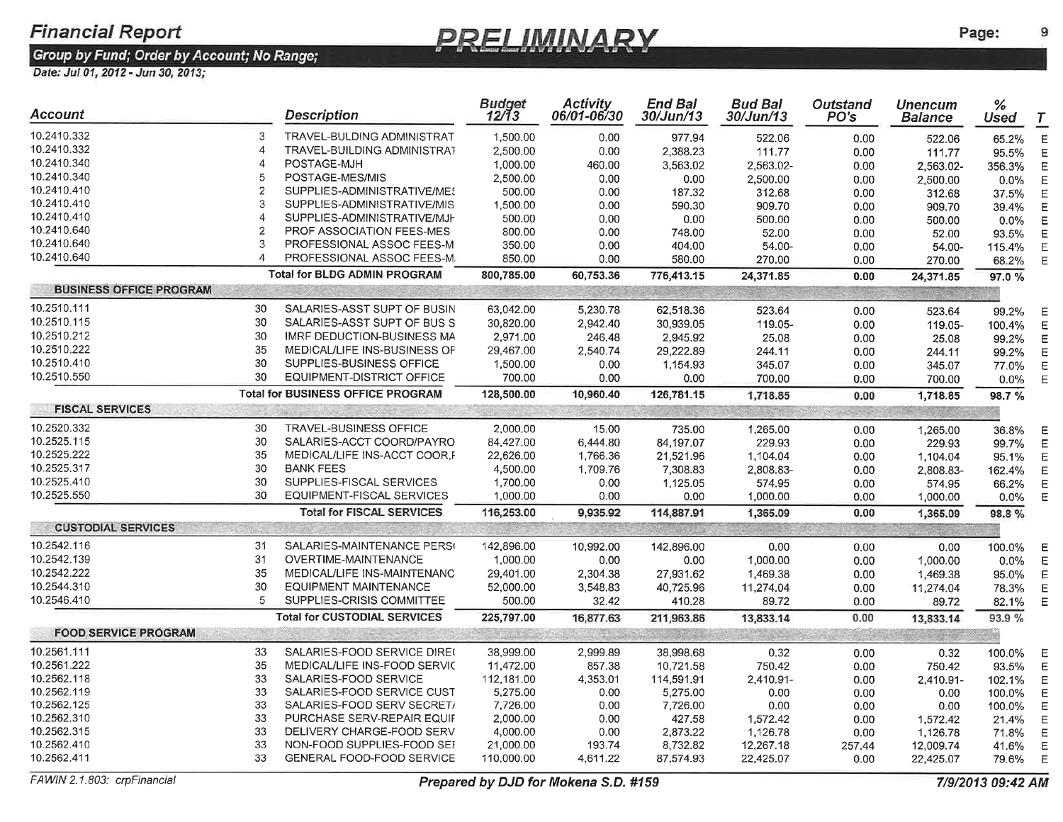# Financial Report

**PRELIMINARY**

**Group by Fund; Order by Account; No Range;**

**Date: Jul 01, 2012 - Jun 30, 2013;**

| Account | | Description | Budget 12/13 | Activity 06/01-06/30 | End Bal 30/Jun/13 | Bud Bal 30/Jun/13 | Outstand PO's | Unencum Balance | % Used | T |
|---|---|---|---|---|---|---|---|---|---|---|
| 10.2410.332 | 3 | TRAVEL-BULDING ADMINISTRAT | 1,500.00 | 0.00 | 977.94 | 522.06 | 0.00 | 522.06 | 65.2% | E |
| 10.2410.332 | 4 | TRAVEL-BUILDING ADMINISTRAT | 2,500.00 | 0.00 | 2,388.23 | 111.77 | 0.00 | 111.77 | 95.5% | E |
| 10.2410.340 | 4 | POSTAGE-MJH | 1,000.00 | 460.00 | 3,563.02 | 2,563.02- | 0.00 | 2,563.02- | 356.3% | E |
| 10.2410.340 | 5 | POSTAGE-MES/MIS | 2,500.00 | 0.00 | 0.00 | 2,500.00 | 0.00 | 2,500.00 | 0.0% | E |
| 10.2410.410 | 2 | SUPPLIES-ADMINISTRATIVE/MES | 500.00 | 0.00 | 187.32 | 312.68 | 0.00 | 312.68 | 37.5% | E |
| 10.2410.410 | 3 | SUPPLIES-ADMINISTRATIVE/MIS | 1,500.00 | 0.00 | 590.30 | 909.70 | 0.00 | 909.70 | 39.4% | E |
| 10.2410.410 | 4 | SUPPLIES-ADMINISTRATIVE/MJH | 500.00 | 0.00 | 0.00 | 500.00 | 0.00 | 500.00 | 0.0% | E |
| 10.2410.640 | 2 | PROF ASSOCIATION FEES-MES | 800.00 | 0.00 | 748.00 | 52.00 | 0.00 | 52.00 | 93.5% | E |
| 10.2410.640 | 3 | PROFESSIONAL ASSOC FEES-M | 350.00 | 0.00 | 404.00 | 54.00- | 0.00 | 54.00- | 115.4% | E |
| 10.2410.640 | 4 | PROFESSIONAL ASSOC FEES-M. | 850.00 | 0.00 | 580.00 | 270.00 | 0.00 | 270.00 | 68.2% | E |
| | | **Total for BLDG ADMIN PROGRAM** | **800,785.00** | **60,753.36** | **776,413.15** | **24,371.85** | **0.00** | **24,371.85** | **97.0 %** | |
| **BUSINESS OFFICE PROGRAM** | | | | | | | | | | |
| 10.2510.111 | 30 | SALARIES-ASST SUPT OF BUSIN | 63,042.00 | 5,230.78 | 62,518.36 | 523.64 | 0.00 | 523.64 | 99.2% | E |
| 10.2510.115 | 30 | SALARIES-ASST SUPT OF BUS S | 30,820.00 | 2,942.40 | 30,939.05 | 119.05- | 0.00 | 119.05- | 100.4% | E |
| 10.2510.212 | 30 | IMRF DEDUCTION-BUSINESS MA | 2,971.00 | 246.48 | 2,945.92 | 25.08 | 0.00 | 25.08 | 99.2% | E |
| 10.2510.222 | 35 | MEDICAL/LIFE INS-BUSINESS OF | 29,467.00 | 2,540.74 | 29,222.89 | 244.11 | 0.00 | 244.11 | 99.2% | E |
| 10.2510.410 | 30 | SUPPLIES-BUSINESS OFFICE | 1,500.00 | 0.00 | 1,154.93 | 345.07 | 0.00 | 345.07 | 77.0% | E |
| 10.2510.550 | 30 | EQUIPMENT-DISTRICT OFFICE | 700.00 | 0.00 | 0.00 | 700.00 | 0.00 | 700.00 | 0.0% | E |
| | | **Total for BUSINESS OFFICE PROGRAM** | **128,500.00** | **10,960.40** | **126,781.15** | **1,718.85** | **0.00** | **1,718.85** | **98.7 %** | |
| **FISCAL SERVICES** | | | | | | | | | | |
| 10.2520.332 | 30 | TRAVEL-BUSINESS OFFICE | 2,000.00 | 15.00 | 735.00 | 1,265.00 | 0.00 | 1,265.00 | 36.8% | E |
| 10.2525.115 | 30 | SALARIES-ACCT COORD/PAYRO | 84,427.00 | 6,444.80 | 84,197.07 | 229.93 | 0.00 | 229.93 | 99.7% | E |
| 10.2525.222 | 35 | MEDICAL/LIFE INS-ACCT COOR,F | 22,626.00 | 1,766.36 | 21,521.96 | 1,104.04 | 0.00 | 1,104.04 | 95.1% | E |
| 10.2525.317 | 30 | BANK FEES | 4,500.00 | 1,709.76 | 7,308.83 | 2,808.83- | 0.00 | 2,808.83- | 162.4% | E |
| 10.2525.410 | 30 | SUPPLIES-FISCAL SERVICES | 1,700.00 | 0.00 | 1,125.05 | 574.95 | 0.00 | 574.95 | 66.2% | E |
| 10.2525.550 | 30 | EQUIPMENT-FISCAL SERVICES | 1,000.00 | 0.00 | 0.00 | 1,000.00 | 0.00 | 1,000.00 | 0.0% | E |
| | | **Total for FISCAL SERVICES** | **116,253.00** | **9,935.92** | **114,887.91** | **1,365.09** | **0.00** | **1,365.09** | **98.8 %** | |
| **CUSTODIAL SERVICES** | | | | | | | | | | |
| 10.2542.116 | 31 | SALARIES-MAINTENANCE PERS( | 142,896.00 | 10,992.00 | 142,896.00 | 0.00 | 0.00 | 0.00 | 100.0% | E |
| 10.2542.139 | 31 | OVERTIME-MAINTENANCE | 1,000.00 | 0.00 | 0.00 | 1,000.00 | 0.00 | 1,000.00 | 0.0% | E |
| 10.2542.222 | 35 | MEDICAL/LIFE INS-MAINTENANC | 29,401.00 | 2,304.38 | 27,931.62 | 1,469.38 | 0.00 | 1,469.38 | 95.0% | E |
| 10.2544.310 | 30 | EQUIPMENT MAINTENANCE | 52,000.00 | 3,548.83 | 40,725.96 | 11,274.04 | 0.00 | 11,274.04 | 78.3% | E |
| 10.2546.410 | 5 | SUPPLIES-CRISIS COMMITTEE | 500.00 | 32.42 | 410.28 | 89.72 | 0.00 | 89.72 | 82.1% | E |
| | | **Total for CUSTODIAL SERVICES** | **225,797.00** | **16,877.63** | **211,963.86** | **13,833.14** | **0.00** | **13,833.14** | **93.9 %** | |
| **FOOD SERVICE PROGRAM** | | | | | | | | | | |
| 10.2561.111 | 33 | SALARIES-FOOD SERVICE DIRE( | 38,999.00 | 2,999.89 | 38,998.68 | 0.32 | 0.00 | 0.32 | 100.0% | E |
| 10.2561.222 | 35 | MEDICAL/LIFE INS-FOOD SERVIC | 11,472.00 | 857.38 | 10,721.58 | 750.42 | 0.00 | 750.42 | 93.5% | E |
| 10.2562.118 | 33 | SALARIES-FOOD SERVICE | 112,181.00 | 4,353.01 | 114,591.91 | 2,410.91- | 0.00 | 2,410.91- | 102.1% | E |
| 10.2562.119 | 33 | SALARIES-FOOD SERVICE CUST | 5,275.00 | 0.00 | 5,275.00 | 0.00 | 0.00 | 0.00 | 100.0% | E |
| 10.2562.125 | 33 | SALARIES-FOOD SERV SECRET/ | 7,726.00 | 0.00 | 7,726.00 | 0.00 | 0.00 | 0.00 | 100.0% | E |
| 10.2562.310 | 33 | PURCHASE SERV-REPAIR EQUIF | 2,000.00 | 0.00 | 427.58 | 1,572.42 | 0.00 | 1,572.42 | 21.4% | E |
| 10.2562.315 | 33 | DELIVERY CHARGE-FOOD SERV | 4,000.00 | 0.00 | 2,873.22 | 1,126.78 | 0.00 | 1,126.78 | 71.8% | E |
| 10.2562.410 | 33 | NON-FOOD SUPPLIES-FOOD SEI | 21,000.00 | 193.74 | 8,732.82 | 12,267.18 | 257.44 | 12,009.74 | 41.6% | E |
| 10.2562.411 | 33 | GENERAL FOOD-FOOD SERVICE | 110,000.00 | 4,611.22 | 87,574.93 | 22,425.07 | 0.00 | 22,425.07 | 79.6% | E |

FAWIN 2.1.803: crpFinancial

**Prepared by DJD for Mokena S.D. #159**

**7/9/2013 09:42 AM**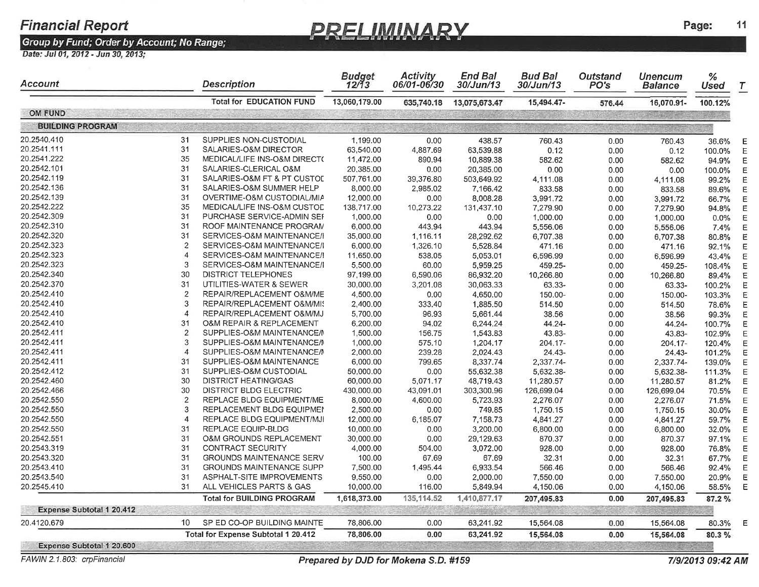# Financial Report

**PRELIMINARY**

**Group by Fund; Order by Account; No Range;**

**Date: Jul 01, 2012 - Jun 30, 2013;**

| Account | | Description | Budget 12/13 | Activity 06/01-06/30 | End Bal 30/Jun/13 | Bud Bal 30/Jun/13 | Outstand PO's | Unencum Balance | % Used | T |
|---|---|---|---|---|---|---|---|---|---|---|
| | | **Total for EDUCATION FUND** | **13,060,179.00** | **635,740.18** | **13,075,673.47** | **15,494.47-** | **576.44** | **16,070.91-** | **100.12%** | |
| **OM FUND** | | | | | | | | | | |
| **BUILDING PROGRAM** | | | | | | | | | | |
| 20.2540.410 | 31 | SUPPLIES NON-CUSTODIAL | 1,199.00 | 0.00 | 438.57 | 760.43 | 0.00 | 760.43 | 36.6% | E |
| 20.2541.111 | 31 | SALARIES-O&M DIRECTOR | 63,540.00 | 4,887.69 | 63,539.88 | 0.12 | 0.00 | 0.12 | 100.0% | E |
| 20.2541.222 | 35 | MEDICAL/LIFE INS-O&M DIRECT( | 11,472.00 | 890.94 | 10,889.38 | 582.62 | 0.00 | 582.62 | 94.9% | E |
| 20.2542.101 | 31 | SALARIES-CLERICAL O&M | 20,385.00 | 0.00 | 20,385.00 | 0.00 | 0.00 | 0.00 | 100.0% | E |
| 20.2542.119 | 31 | SALARIES-O&M FT & PT CUSTOI | 507,761.00 | 39,376.80 | 503,649.92 | 4,111.08 | 0.00 | 4,111.08 | 99.2% | E |
| 20.2542.136 | 31 | SALARIES-O&M SUMMER HELP | 8,000.00 | 2,985.02 | 7,166.42 | 833.58 | 0.00 | 833.58 | 89.6% | E |
| 20.2542.139 | 31 | OVERTIME-O&M CUSTODIAL/MIA | 12,000.00 | 0.00 | 8,008.28 | 3,991.72 | 0.00 | 3,991.72 | 66.7% | E |
| 20.2542.222 | 35 | MEDICAL/LIFE INS-O&M CUSTOI | 138,717.00 | 10,273.22 | 131,437.10 | 7,279.90 | 0.00 | 7,279.90 | 94.8% | E |
| 20.2542.309 | 31 | PURCHASE SERVICE-ADMIN SEI | 1,000.00 | 0.00 | 0.00 | 1,000.00 | 0.00 | 1,000.00 | 0.0% | E |
| 20.2542.310 | 31 | ROOF MAINTENANCE PROGRAM | 6,000.00 | 443.94 | 443.94 | 5,556.06 | 0.00 | 5,556.06 | 7.4% | E |
| 20.2542.320 | 31 | SERVICES-O&M MAINTENANCE/I | 35,000.00 | 1,116.11 | 28,292.62 | 6,707.38 | 0.00 | 6,707.38 | 80.8% | E |
| 20.2542.323 | 2 | SERVICES-O&M MAINTENANCE/I | 6,000.00 | 1,326.10 | 5,528.84 | 471.16 | 0.00 | 471.16 | 92.1% | E |
| 20.2542.323 | 4 | SERVICES-O&M MAINTENANCE/I | 11,650.00 | 538.05 | 5,053.01 | 6,596.99 | 0.00 | 6,596.99 | 43.4% | E |
| 20.2542.323 | 3 | SERVICES-O&M MAINTENANCE/I | 5,500.00 | 60.00 | 5,959.25 | 459.25- | 0.00 | 459.25- | 108.4% | E |
| 20.2542.340 | 30 | DISTRICT TELEPHONES | 97,199.00 | 6,590.06 | 86,932.20 | 10,266.80 | 0.00 | 10,266.80 | 89.4% | E |
| 20.2542.370 | 31 | UTILITIES-WATER & SEWER | 30,000.00 | 3,201.08 | 30,063.33 | 63.33- | 0.00 | 63.33- | 100.2% | E |
| 20.2542.410 | 2 | REPAIR/REPLACEMENT O&M/ME | 4,500.00 | 0.00 | 4,650.00 | 150.00- | 0.00 | 150.00- | 103.3% | E |
| 20.2542.410 | 3 | REPAIR/REPLACEMENT O&M/MI! | 2,400.00 | 333.40 | 1,885.50 | 514.50 | 0.00 | 514.50 | 78.6% | E |
| 20.2542.410 | 4 | REPAIR/REPLACEMENT O&M/MJ | 5,700.00 | 96.93 | 5,661.44 | 38.56 | 0.00 | 38.56 | 99.3% | E |
| 20.2542.410 | 31 | O&M REPAIR & REPLACEMENT | 6,200.00 | 94.02 | 6,244.24 | 44.24- | 0.00 | 44.24- | 100.7% | E |
| 20.2542.411 | 2 | SUPPLIES-O&M MAINTENANCE/I | 1,500.00 | 156.75 | 1,543.83 | 43.83- | 0.00 | 43.83- | 102.9% | E |
| 20.2542.411 | 3 | SUPPLIES-O&M MAINTENANCE/I | 1,000.00 | 575.10 | 1,204.17 | 204.17- | 0.00 | 204.17- | 120.4% | E |
| 20.2542.411 | 4 | SUPPLIES-O&M MAINTENANCE/I | 2,000.00 | 239.28 | 2,024.43 | 24.43- | 0.00 | 24.43- | 101.2% | E |
| 20.2542.411 | 31 | SUPPLIES-O&M MAINTENANCE | 6,000.00 | 799.65 | 8,337.74 | 2,337.74- | 0.00 | 2,337.74- | 139.0% | E |
| 20.2542.412 | 31 | SUPPLIES-O&M CUSTODIAL | 50,000.00 | 0.00 | 55,632.38 | 5,632.38- | 0.00 | 5,632.38- | 111.3% | E |
| 20.2542.460 | 30 | DISTRICT HEATING/GAS | 60,000.00 | 5,071.17 | 48,719.43 | 11,280.57 | 0.00 | 11,280.57 | 81.2% | E |
| 20.2542.466 | 30 | DISTRICT BLDG ELECTRIC | 430,000.00 | 43,091.01 | 303,300.96 | 126,699.04 | 0.00 | 126,699.04 | 70.5% | E |
| 20.2542.550 | 2 | REPLACE BLDG EQUIPMENT/ME | 8,000.00 | 4,600.00 | 5,723.93 | 2,276.07 | 0.00 | 2,276.07 | 71.5% | E |
| 20.2542.550 | 3 | REPLACEMENT BLDG EQUIPMEI | 2,500.00 | 0.00 | 749.85 | 1,750.15 | 0.00 | 1,750.15 | 30.0% | E |
| 20.2542.550 | 4 | REPLACE BLDG EQUIPMENT/MJI | 12,000.00 | 6,185.07 | 7,158.73 | 4,841.27 | 0.00 | 4,841.27 | 59.7% | E |
| 20.2542.550 | 31 | REPLACE EQUIP-BLDG | 10,000.00 | 0.00 | 3,200.00 | 6,800.00 | 0.00 | 6,800.00 | 32.0% | E |
| 20.2542.551 | 31 | O&M GROUNDS REPLACEMENT | 30,000.00 | 0.00 | 29,129.63 | 870.37 | 0.00 | 870.37 | 97.1% | E |
| 20.2543.319 | 31 | CONTRACT SECURITY | 4,000.00 | 504.00 | 3,072.00 | 928.00 | 0.00 | 928.00 | 76.8% | E |
| 20.2543.320 | 31 | GROUNDS MAINTENANCE SERV | 100.00 | 67.69 | 67.69 | 32.31 | 0.00 | 32.31 | 67.7% | E |
| 20.2543.410 | 31 | GROUNDS MAINTENANCE SUPP | 7,500.00 | 1,495.44 | 6,933.54 | 566.46 | 0.00 | 566.46 | 92.4% | E |
| 20.2543.540 | 31 | ASPHALT-SITE IMPROVEMENTS | 9,550.00 | 0.00 | 2,000.00 | 7,550.00 | 0.00 | 7,550.00 | 20.9% | E |
| 20.2545.410 | 31 | ALL VEHICLES PARTS & GAS | 10,000.00 | 116.00 | 5,849.94 | 4,150.06 | 0.00 | 4,150.06 | 58.5% | E |
| | | **Total for BUILDING PROGRAM** | **1,618,373.00** | **135,114.52** | **1,410,877.17** | **207,495.83** | **0.00** | **207,495.83** | **87.2 %** | |
| **Expense Subtotal 1 20.412** | | | | | | | | | | |
| 20.4120.679 | 10 | SP ED CO-OP BUILDING MAINTE | 78,806.00 | 0.00 | 63,241.92 | 15,564.08 | 0.00 | 15,564.08 | 80.3% | E |
| | | **Total for Expense Subtotal 1 20.412** | **78,806.00** | **0.00** | **63,241.92** | **15,564.08** | **0.00** | **15,564.08** | **80.3 %** | |
| **Expense Subtotal 1 20.600** | | | | | | | | | | |

FAWIN 2.1.803: crpFinancial — Prepared by DJD for Mokena S.D. #159 — 7/9/2013 09:42 AM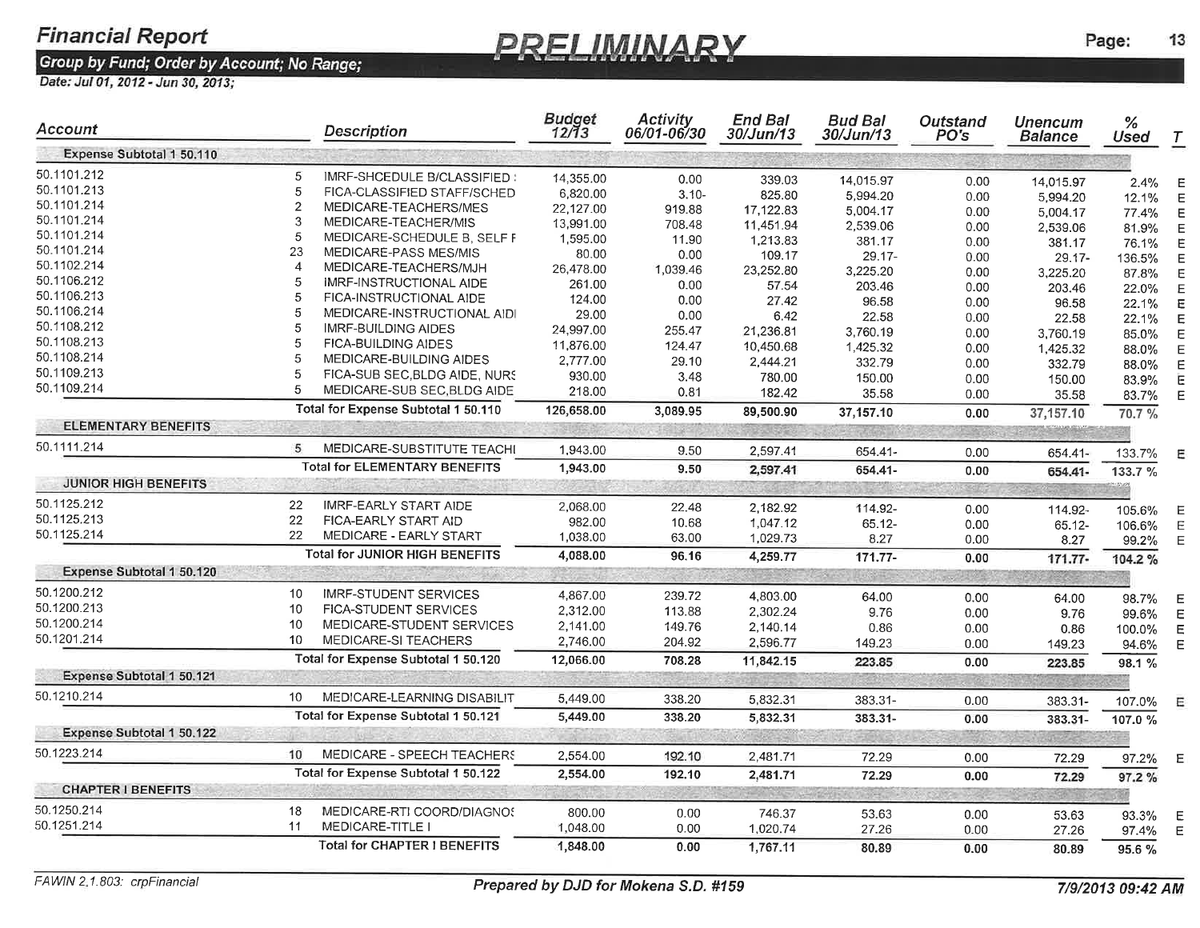# Financial Report

**PRELIMINARY**

**Group by Fund; Order by Account; No Range;**

**Date: Jul 01, 2012 - Jun 30, 2013;**

| Account | | Description | Budget 12/13 | Activity 06/01-06/30 | End Bal 30/Jun/13 | Bud Bal 30/Jun/13 | Outstand PO's | Unencum Balance | % Used | T |
|---|---|---|---|---|---|---|---|---|---|---|
| **Expense Subtotal 1 50.110** | | | | | | | | | | |
| 50.1101.212 | 5 | IMRF-SHCEDULE B/CLASSIFIED : | 14,355.00 | 0.00 | 339.03 | 14,015.97 | 0.00 | 14,015.97 | 2.4% | E |
| 50.1101.213 | 5 | FICA-CLASSIFIED STAFF/SCHED | 6,820.00 | 3.10- | 825.80 | 5,994.20 | 0.00 | 5,994.20 | 12.1% | E |
| 50.1101.214 | 2 | MEDICARE-TEACHERS/MES | 22,127.00 | 919.88 | 17,122.83 | 5,004.17 | 0.00 | 5,004.17 | 77.4% | E |
| 50.1101.214 | 3 | MEDICARE-TEACHER/MIS | 13,991.00 | 708.48 | 11,451.94 | 2,539.06 | 0.00 | 2,539.06 | 81.9% | E |
| 50.1101.214 | 5 | MEDICARE-SCHEDULE B, SELF I | 1,595.00 | 11.90 | 1,213.83 | 381.17 | 0.00 | 381.17 | 76.1% | E |
| 50.1101.214 | 23 | MEDICARE-PASS MES/MIS | 80.00 | 0.00 | 109.17 | 29.17- | 0.00 | 29.17- | 136.5% | E |
| 50.1102.214 | 4 | MEDICARE-TEACHERS/MJH | 26,478.00 | 1,039.46 | 23,252.80 | 3,225.20 | 0.00 | 3,225.20 | 87.8% | E |
| 50.1106.212 | 5 | IMRF-INSTRUCTIONAL AIDE | 261.00 | 0.00 | 57.54 | 203.46 | 0.00 | 203.46 | 22.0% | E |
| 50.1106.213 | 5 | FICA-INSTRUCTIONAL AIDE | 124.00 | 0.00 | 27.42 | 96.58 | 0.00 | 96.58 | 22.1% | E |
| 50.1106.214 | 5 | MEDICARE-INSTRUCTIONAL AIDI | 29.00 | 0.00 | 6.42 | 22.58 | 0.00 | 22.58 | 22.1% | E |
| 50.1108.212 | 5 | IMRF-BUILDING AIDES | 24,997.00 | 255.47 | 21,236.81 | 3,760.19 | 0.00 | 3,760.19 | 85.0% | E |
| 50.1108.213 | 5 | FICA-BUILDING AIDES | 11,876.00 | 124.47 | 10,450.68 | 1,425.32 | 0.00 | 1,425.32 | 88.0% | E |
| 50.1108.214 | 5 | MEDICARE-BUILDING AIDES | 2,777.00 | 29.10 | 2,444.21 | 332.79 | 0.00 | 332.79 | 88.0% | E |
| 50.1109.213 | 5 | FICA-SUB SEC,BLDG AIDE, NURS | 930.00 | 3.48 | 780.00 | 150.00 | 0.00 | 150.00 | 83.9% | E |
| 50.1109.214 | 5 | MEDICARE-SUB SEC,BLDG AIDE | 218.00 | 0.81 | 182.42 | 35.58 | 0.00 | 35.58 | 83.7% | E |
| | | **Total for Expense Subtotal 1 50.110** | **126,658.00** | **3,089.95** | **89,500.90** | **37,157.10** | **0.00** | **37,157.10** | **70.7 %** | |
| **ELEMENTARY BENEFITS** | | | | | | | | | | |
| 50.1111.214 | 5 | MEDICARE-SUBSTITUTE TEACHI | 1,943.00 | 9.50 | 2,597.41 | 654.41- | 0.00 | 654.41- | 133.7% | E |
| | | **Total for ELEMENTARY BENEFITS** | **1,943.00** | **9.50** | **2,597.41** | **654.41-** | **0.00** | **654.41-** | **133.7 %** | |
| **JUNIOR HIGH BENEFITS** | | | | | | | | | | |
| 50.1125.212 | 22 | IMRF-EARLY START AIDE | 2,068.00 | 22.48 | 2,182.92 | 114.92- | 0.00 | 114.92- | 105.6% | E |
| 50.1125.213 | 22 | FICA-EARLY START AID | 982.00 | 10.68 | 1,047.12 | 65.12- | 0.00 | 65.12- | 106.6% | E |
| 50.1125.214 | 22 | MEDICARE - EARLY START | 1,038.00 | 63.00 | 1,029.73 | 8.27 | 0.00 | 8.27 | 99.2% | E |
| | | **Total for JUNIOR HIGH BENEFITS** | **4,088.00** | **96.16** | **4,259.77** | **171.77-** | **0.00** | **171.77-** | **104.2 %** | |
| **Expense Subtotal 1 50.120** | | | | | | | | | | |
| 50.1200.212 | 10 | IMRF-STUDENT SERVICES | 4,867.00 | 239.72 | 4,803.00 | 64.00 | 0.00 | 64.00 | 98.7% | E |
| 50.1200.213 | 10 | FICA-STUDENT SERVICES | 2,312.00 | 113.88 | 2,302.24 | 9.76 | 0.00 | 9.76 | 99.6% | E |
| 50.1200.214 | 10 | MEDICARE-STUDENT SERVICES | 2,141.00 | 149.76 | 2,140.14 | 0.86 | 0.00 | 0.86 | 100.0% | E |
| 50.1201.214 | 10 | MEDICARE-SI TEACHERS | 2,746.00 | 204.92 | 2,596.77 | 149.23 | 0.00 | 149.23 | 94.6% | E |
| | | **Total for Expense Subtotal 1 50.120** | **12,066.00** | **708.28** | **11,842.15** | **223.85** | **0.00** | **223.85** | **98.1 %** | |
| **Expense Subtotal 1 50.121** | | | | | | | | | | |
| 50.1210.214 | 10 | MEDICARE-LEARNING DISABILIT | 5,449.00 | 338.20 | 5,832.31 | 383.31- | 0.00 | 383.31- | 107.0% | E |
| | | **Total for Expense Subtotal 1 50.121** | **5,449.00** | **338.20** | **5,832.31** | **383.31-** | **0.00** | **383.31-** | **107.0 %** | |
| **Expense Subtotal 1 50.122** | | | | | | | | | | |
| 50.1223.214 | 10 | MEDICARE - SPEECH TEACHERS | 2,554.00 | 192.10 | 2,481.71 | 72.29 | 0.00 | 72.29 | 97.2% | E |
| | | **Total for Expense Subtotal 1 50.122** | **2,554.00** | **192.10** | **2,481.71** | **72.29** | **0.00** | **72.29** | **97.2 %** | |
| **CHAPTER I BENEFITS** | | | | | | | | | | |
| 50.1250.214 | 18 | MEDICARE-RTI COORD/DIAGNO: | 800.00 | 0.00 | 746.37 | 53.63 | 0.00 | 53.63 | 93.3% | E |
| 50.1251.214 | 11 | MEDICARE-TITLE I | 1,048.00 | 0.00 | 1,020.74 | 27.26 | 0.00 | 27.26 | 97.4% | E |
| | | **Total for CHAPTER I BENEFITS** | **1,848.00** | **0.00** | **1,767.11** | **80.89** | **0.00** | **80.89** | **95.6 %** | |

FAWIN 2.1.803: crpFinancial

*Prepared by DJD for Mokena S.D. #159*

7/9/2013 09:42 AM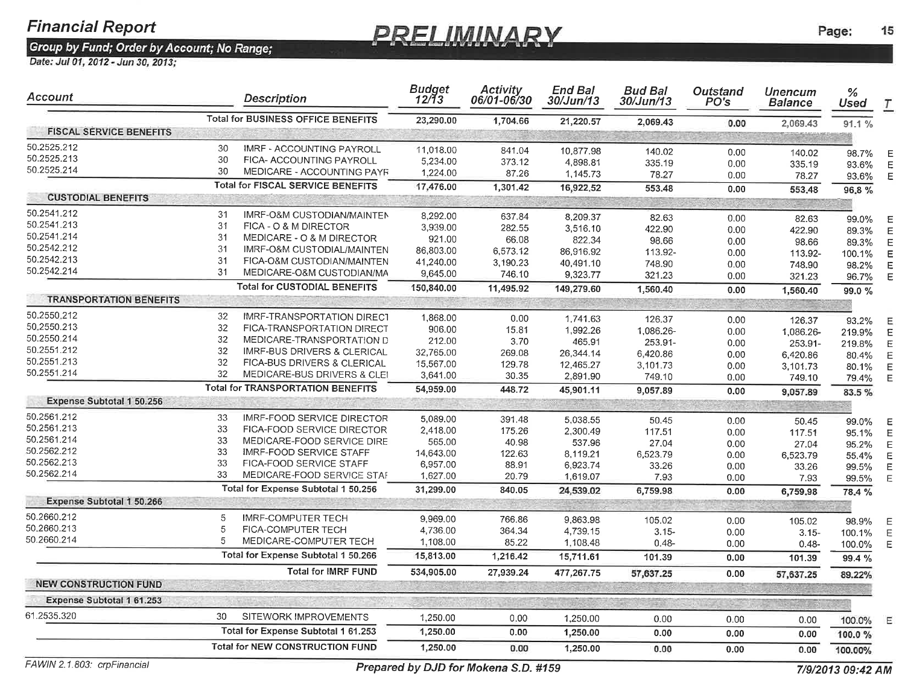# Financial Report

**PRELIMINARY**

*Group by Fund; Order by Account; No Range;*

*Date: Jul 01, 2012 - Jun 30, 2013;*

| Account | | Description | Budget 12/13 | Activity 06/01-06/30 | End Bal 30/Jun/13 | Bud Bal 30/Jun/13 | Outstand PO's | Unencum Balance | % Used | T |
|---|---|---|---|---|---|---|---|---|---|---|
| | | **Total for BUSINESS OFFICE BENEFITS** | 23,290.00 | 1,704.66 | 21,220.57 | 2,069.43 | 0.00 | 2,069.43 | 91.1 % | |
| **FISCAL SERVICE BENEFITS** | | | | | | | | | | |
| 50.2525.212 | 30 | IMRF - ACCOUNTING PAYROLL | 11,018.00 | 841.04 | 10,877.98 | 140.02 | 0.00 | 140.02 | 98.7% | E |
| 50.2525.213 | 30 | FICA- ACCOUNTING PAYROLL | 5,234.00 | 373.12 | 4,898.81 | 335.19 | 0.00 | 335.19 | 93.6% | E |
| 50.2525.214 | 30 | MEDICARE - ACCOUNTING PAYR | 1,224.00 | 87.26 | 1,145.73 | 78.27 | 0.00 | 78.27 | 93.6% | E |
| | | **Total for FISCAL SERVICE BENEFITS** | 17,476.00 | 1,301.42 | 16,922.52 | 553.48 | 0.00 | 553.48 | 96.8 % | |
| **CUSTODIAL BENEFITS** | | | | | | | | | | |
| 50.2541.212 | 31 | IMRF-O&M CUSTODIAN/MAINTEN | 8,292.00 | 637.84 | 8,209.37 | 82.63 | 0.00 | 82.63 | 99.0% | E |
| 50.2541.213 | 31 | FICA - O & M DIRECTOR | 3,939.00 | 282.55 | 3,516.10 | 422.90 | 0.00 | 422.90 | 89.3% | E |
| 50.2541.214 | 31 | MEDICARE - O & M DIRECTOR | 921.00 | 66.08 | 822.34 | 98.66 | 0.00 | 98.66 | 89.3% | E |
| 50.2542.212 | 31 | IMRF-O&M CUSTODIAL/MAINTEN | 86,803.00 | 6,573.12 | 86,916.92 | 113.92- | 0.00 | 113.92- | 100.1% | E |
| 50.2542.213 | 31 | FICA-O&M CUSTODIAN/MAINTEN | 41,240.00 | 3,190.23 | 40,491.10 | 748.90 | 0.00 | 748.90 | 98.2% | E |
| 50.2542.214 | 31 | MEDICARE-O&M CUSTODIAN/MA | 9,645.00 | 746.10 | 9,323.77 | 321.23 | 0.00 | 321.23 | 96.7% | E |
| | | **Total for CUSTODIAL BENEFITS** | 150,840.00 | 11,495.92 | 149,279.60 | 1,560.40 | 0.00 | 1,560.40 | 99.0 % | |
| **TRANSPORTATION BENEFITS** | | | | | | | | | | |
| 50.2550.212 | 32 | IMRF-TRANSPORTATION DIRECT | 1,868.00 | 0.00 | 1,741.63 | 126.37 | 0.00 | 126.37 | 93.2% | E |
| 50.2550.213 | 32 | FICA-TRANSPORTATION DIRECT | 906.00 | 15.81 | 1,992.26 | 1,086.26- | 0.00 | 1,086.26- | 219.9% | E |
| 50.2550.214 | 32 | MEDICARE-TRANSPORTATION D | 212.00 | 3.70 | 465.91 | 253.91- | 0.00 | 253.91- | 219.8% | E |
| 50.2551.212 | 32 | IMRF-BUS DRIVERS & CLERICAL | 32,765.00 | 269.08 | 26,344.14 | 6,420.86 | 0.00 | 6,420.86 | 80.4% | E |
| 50.2551.213 | 32 | FICA-BUS DRIVERS & CLERICAL | 15,567.00 | 129.78 | 12,465.27 | 3,101.73 | 0.00 | 3,101.73 | 80.1% | E |
| 50.2551.214 | 32 | MEDICARE-BUS DRIVERS & CLEI | 3,641.00 | 30.35 | 2,891.90 | 749.10 | 0.00 | 749.10 | 79.4% | E |
| | | **Total for TRANSPORTATION BENEFITS** | 54,959.00 | 448.72 | 45,901.11 | 9,057.89 | 0.00 | 9,057.89 | 83.5 % | |
| **Expense Subtotal 1 50.256** | | | | | | | | | | |
| 50.2561.212 | 33 | IMRF-FOOD SERVICE DIRECTOR | 5,089.00 | 391.48 | 5,038.55 | 50.45 | 0.00 | 50.45 | 99.0% | E |
| 50.2561.213 | 33 | FICA-FOOD SERVICE DIRECTOR | 2,418.00 | 175.26 | 2,300.49 | 117.51 | 0.00 | 117.51 | 95.1% | E |
| 50.2561.214 | 33 | MEDICARE-FOOD SERVICE DIRE | 565.00 | 40.98 | 537.96 | 27.04 | 0.00 | 27.04 | 95.2% | E |
| 50.2562.212 | 33 | IMRF-FOOD SERVICE STAFF | 14,643.00 | 122.63 | 8,119.21 | 6,523.79 | 0.00 | 6,523.79 | 55.4% | E |
| 50.2562.213 | 33 | FICA-FOOD SERVICE STAFF | 6,957.00 | 88.91 | 6,923.74 | 33.26 | 0.00 | 33.26 | 99.5% | E |
| 50.2562.214 | 33 | MEDICARE-FOOD SERVICE STAI | 1,627.00 | 20.79 | 1,619.07 | 7.93 | 0.00 | 7.93 | 99.5% | E |
| | | **Total for Expense Subtotal 1 50.256** | 31,299.00 | 840.05 | 24,539.02 | 6,759.98 | 0.00 | 6,759.98 | 78.4 % | |
| **Expense Subtotal 1 50.266** | | | | | | | | | | |
| 50.2660.212 | 5 | IMRF-COMPUTER TECH | 9,969.00 | 766.86 | 9,863.98 | 105.02 | 0.00 | 105.02 | 98.9% | E |
| 50.2660.213 | 5 | FICA-COMPUTER TECH | 4,736.00 | 364.34 | 4,739.15 | 3.15- | 0.00 | 3.15- | 100.1% | E |
| 50.2660.214 | 5 | MEDICARE-COMPUTER TECH | 1,108.00 | 85.22 | 1,108.48 | 0.48- | 0.00 | 0.48- | 100.0% | E |
| | | **Total for Expense Subtotal 1 50.266** | 15,813.00 | 1,216.42 | 15,711.61 | 101.39 | 0.00 | 101.39 | 99.4 % | |
| | | **Total for IMRF FUND** | 534,905.00 | 27,939.24 | 477,267.75 | 57,637.25 | 0.00 | 57,637.25 | 89.22% | |
| **NEW CONSTRUCTION FUND** | | | | | | | | | | |
| **Expense Subtotal 1 61.253** | | | | | | | | | | |
| 61.2535.320 | 30 | SITEWORK IMPROVEMENTS | 1,250.00 | 0.00 | 1,250.00 | 0.00 | 0.00 | 0.00 | 100.0% | E |
| | | **Total for Expense Subtotal 1 61.253** | 1,250.00 | 0.00 | 1,250.00 | 0.00 | 0.00 | 0.00 | 100.0 % | |
| | | **Total for NEW CONSTRUCTION FUND** | 1,250.00 | 0.00 | 1,250.00 | 0.00 | 0.00 | 0.00 | 100.00% | |

FAWIN 2.1.803: crpFinancial

**Prepared by DJD for Mokena S.D. #159**

7/9/2013 09:42 AM